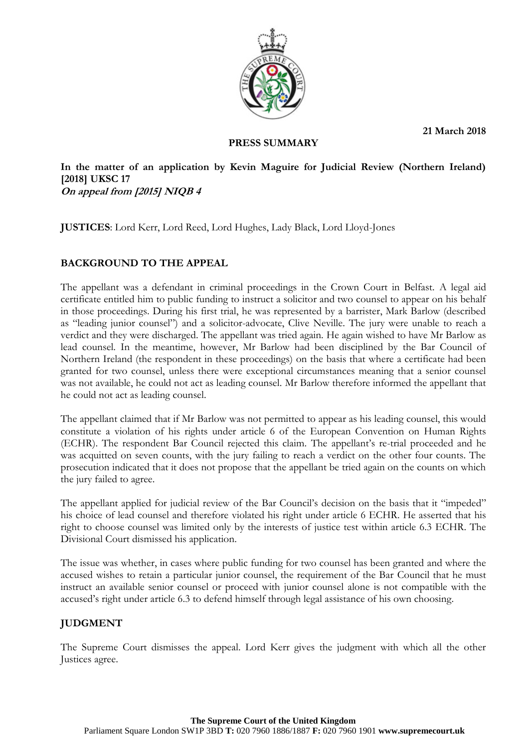21 March 2018

**PRESS SUMMARY**

**In the matter of an application by Kevin Maguire for Judicial Review (Northern Ireland) [2018] UKSC 17**
***On appeal from [2015] NIQB 4***

**JUSTICES**: Lord Kerr, Lord Reed, Lord Hughes, Lady Black, Lord Lloyd-Jones

## BACKGROUND TO THE APPEAL

The appellant was a defendant in criminal proceedings in the Crown Court in Belfast. A legal aid certificate entitled him to public funding to instruct a solicitor and two counsel to appear on his behalf in those proceedings. During his first trial, he was represented by a barrister, Mark Barlow (described as "leading junior counsel") and a solicitor-advocate, Clive Neville. The jury were unable to reach a verdict and they were discharged. The appellant was tried again. He again wished to have Mr Barlow as lead counsel. In the meantime, however, Mr Barlow had been disciplined by the Bar Council of Northern Ireland (the respondent in these proceedings) on the basis that where a certificate had been granted for two counsel, unless there were exceptional circumstances meaning that a senior counsel was not available, he could not act as leading counsel. Mr Barlow therefore informed the appellant that he could not act as leading counsel.

The appellant claimed that if Mr Barlow was not permitted to appear as his leading counsel, this would constitute a violation of his rights under article 6 of the European Convention on Human Rights (ECHR). The respondent Bar Council rejected this claim. The appellant's re-trial proceeded and he was acquitted on seven counts, with the jury failing to reach a verdict on the other four counts. The prosecution indicated that it does not propose that the appellant be tried again on the counts on which the jury failed to agree.

The appellant applied for judicial review of the Bar Council's decision on the basis that it "impeded" his choice of lead counsel and therefore violated his right under article 6 ECHR. He asserted that his right to choose counsel was limited only by the interests of justice test within article 6.3 ECHR. The Divisional Court dismissed his application.

The issue was whether, in cases where public funding for two counsel has been granted and where the accused wishes to retain a particular junior counsel, the requirement of the Bar Council that he must instruct an available senior counsel or proceed with junior counsel alone is not compatible with the accused's right under article 6.3 to defend himself through legal assistance of his own choosing.

## JUDGMENT

The Supreme Court dismisses the appeal. Lord Kerr gives the judgment with which all the other Justices agree.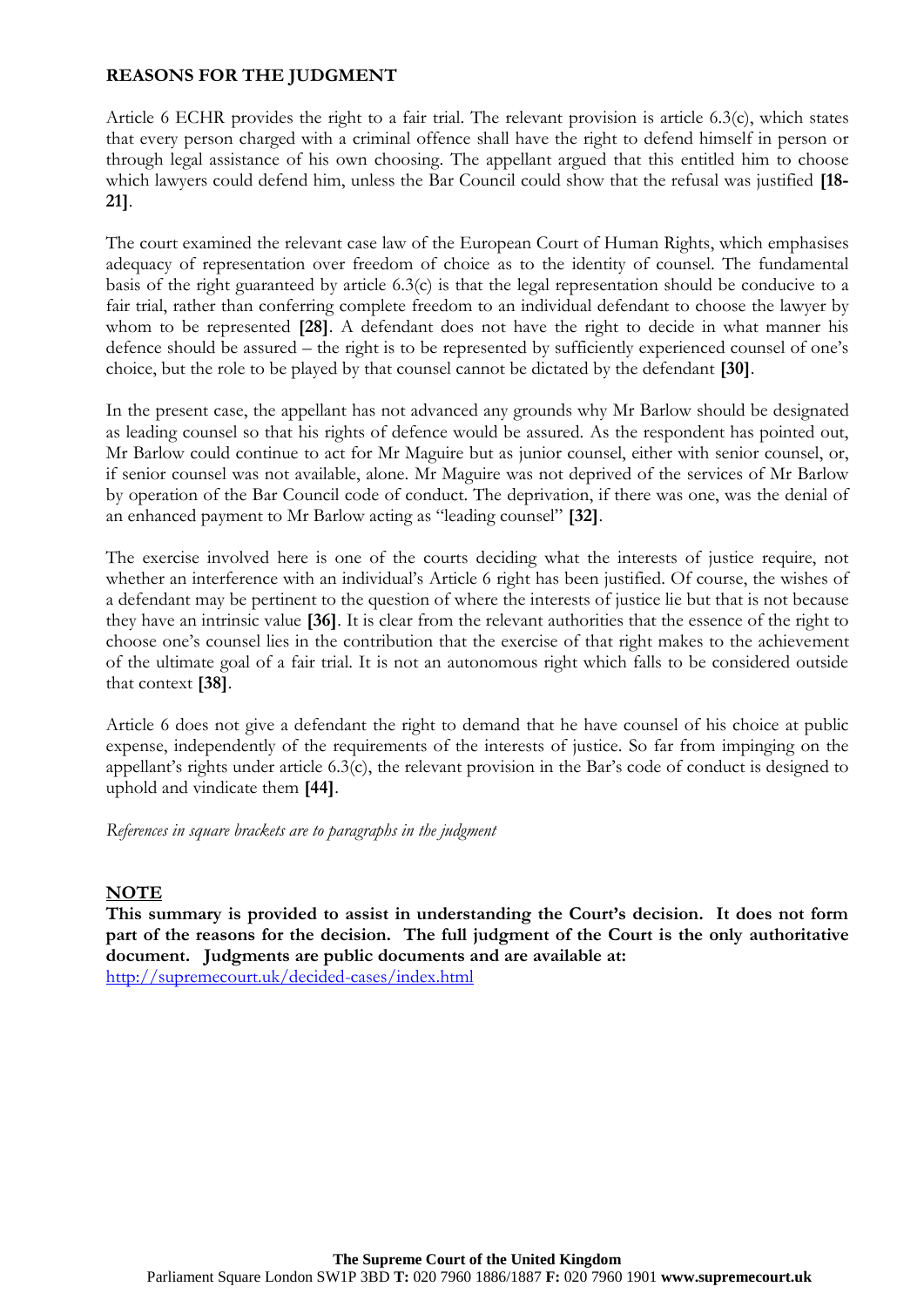**REASONS FOR THE JUDGMENT**

Article 6 ECHR provides the right to a fair trial. The relevant provision is article 6.3(c), which states that every person charged with a criminal offence shall have the right to defend himself in person or through legal assistance of his own choosing. The appellant argued that this entitled him to choose which lawyers could defend him, unless the Bar Council could show that the refusal was justified **[18-21]**.

The court examined the relevant case law of the European Court of Human Rights, which emphasises adequacy of representation over freedom of choice as to the identity of counsel. The fundamental basis of the right guaranteed by article 6.3(c) is that the legal representation should be conducive to a fair trial, rather than conferring complete freedom to an individual defendant to choose the lawyer by whom to be represented **[28]**. A defendant does not have the right to decide in what manner his defence should be assured – the right is to be represented by sufficiently experienced counsel of one's choice, but the role to be played by that counsel cannot be dictated by the defendant **[30]**.

In the present case, the appellant has not advanced any grounds why Mr Barlow should be designated as leading counsel so that his rights of defence would be assured. As the respondent has pointed out, Mr Barlow could continue to act for Mr Maguire but as junior counsel, either with senior counsel, or, if senior counsel was not available, alone. Mr Maguire was not deprived of the services of Mr Barlow by operation of the Bar Council code of conduct. The deprivation, if there was one, was the denial of an enhanced payment to Mr Barlow acting as "leading counsel" **[32]**.

The exercise involved here is one of the courts deciding what the interests of justice require, not whether an interference with an individual's Article 6 right has been justified. Of course, the wishes of a defendant may be pertinent to the question of where the interests of justice lie but that is not because they have an intrinsic value **[36]**. It is clear from the relevant authorities that the essence of the right to choose one's counsel lies in the contribution that the exercise of that right makes to the achievement of the ultimate goal of a fair trial. It is not an autonomous right which falls to be considered outside that context **[38]**.

Article 6 does not give a defendant the right to demand that he have counsel of his choice at public expense, independently of the requirements of the interests of justice. So far from impinging on the appellant's rights under article 6.3(c), the relevant provision in the Bar's code of conduct is designed to uphold and vindicate them **[44]**.

*References in square brackets are to paragraphs in the judgment*

**NOTE**

**This summary is provided to assist in understanding the Court's decision. It does not form part of the reasons for the decision. The full judgment of the Court is the only authoritative document. Judgments are public documents and are available at:**
http://supremecourt.uk/decided-cases/index.html